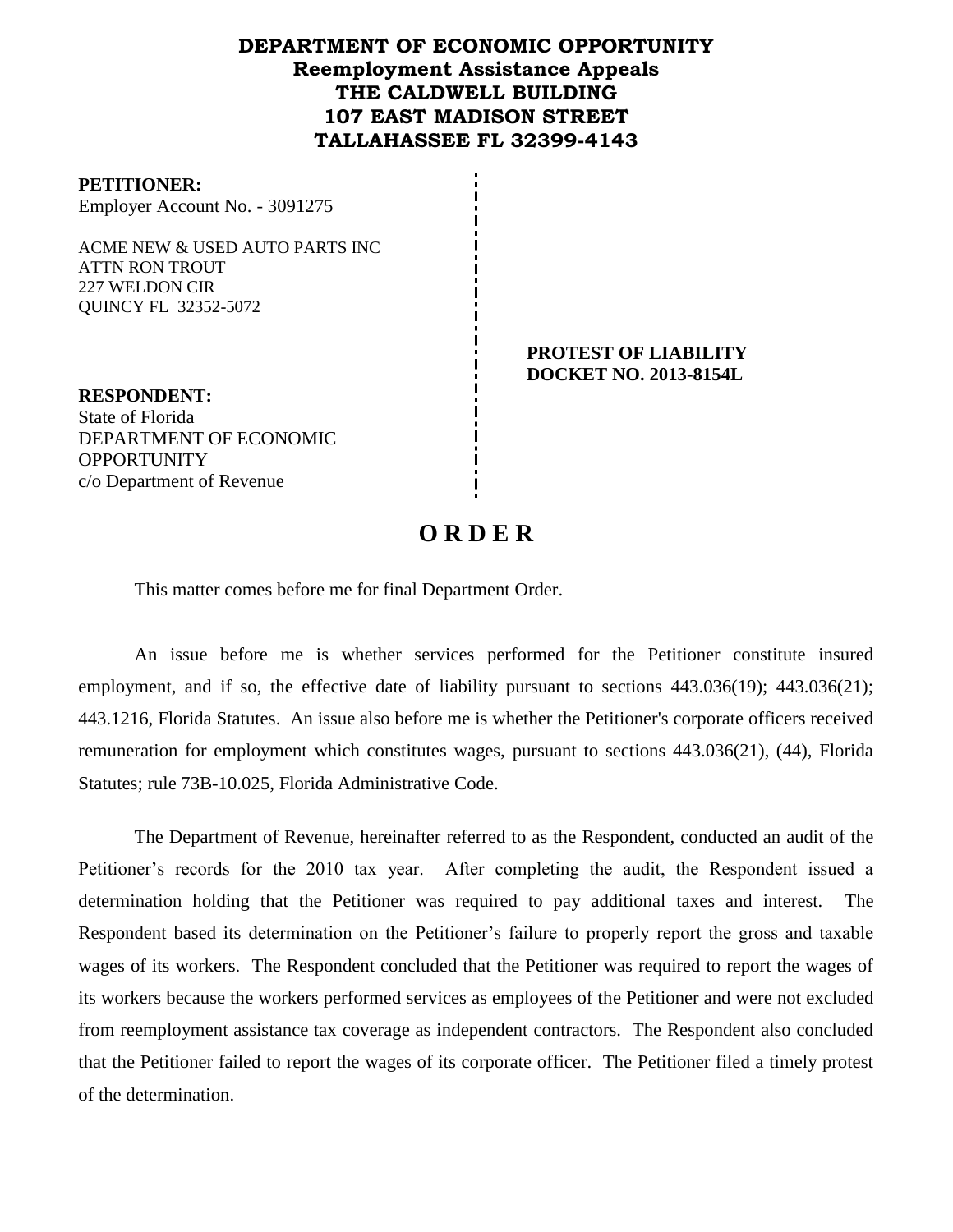**DEPARTMENT OF ECONOMIC OPPORTUNITY**
**Reemployment Assistance Appeals**
**THE CALDWELL BUILDING**
**107 EAST MADISON STREET**
**TALLAHASSEE FL 32399-4143**

**PETITIONER:**
Employer Account No. - 3091275

ACME NEW & USED AUTO PARTS INC
ATTN RON TROUT
227 WELDON CIR
QUINCY FL 32352-5072

**PROTEST OF LIABILITY**
**DOCKET NO. 2013-8154L**

**RESPONDENT:**
State of Florida
DEPARTMENT OF ECONOMIC OPPORTUNITY
c/o Department of Revenue

# O R D E R

This matter comes before me for final Department Order.

An issue before me is whether services performed for the Petitioner constitute insured employment, and if so, the effective date of liability pursuant to sections 443.036(19); 443.036(21); 443.1216, Florida Statutes. An issue also before me is whether the Petitioner's corporate officers received remuneration for employment which constitutes wages, pursuant to sections 443.036(21), (44), Florida Statutes; rule 73B-10.025, Florida Administrative Code.

The Department of Revenue, hereinafter referred to as the Respondent, conducted an audit of the Petitioner's records for the 2010 tax year. After completing the audit, the Respondent issued a determination holding that the Petitioner was required to pay additional taxes and interest. The Respondent based its determination on the Petitioner's failure to properly report the gross and taxable wages of its workers. The Respondent concluded that the Petitioner was required to report the wages of its workers because the workers performed services as employees of the Petitioner and were not excluded from reemployment assistance tax coverage as independent contractors. The Respondent also concluded that the Petitioner failed to report the wages of its corporate officer. The Petitioner filed a timely protest of the determination.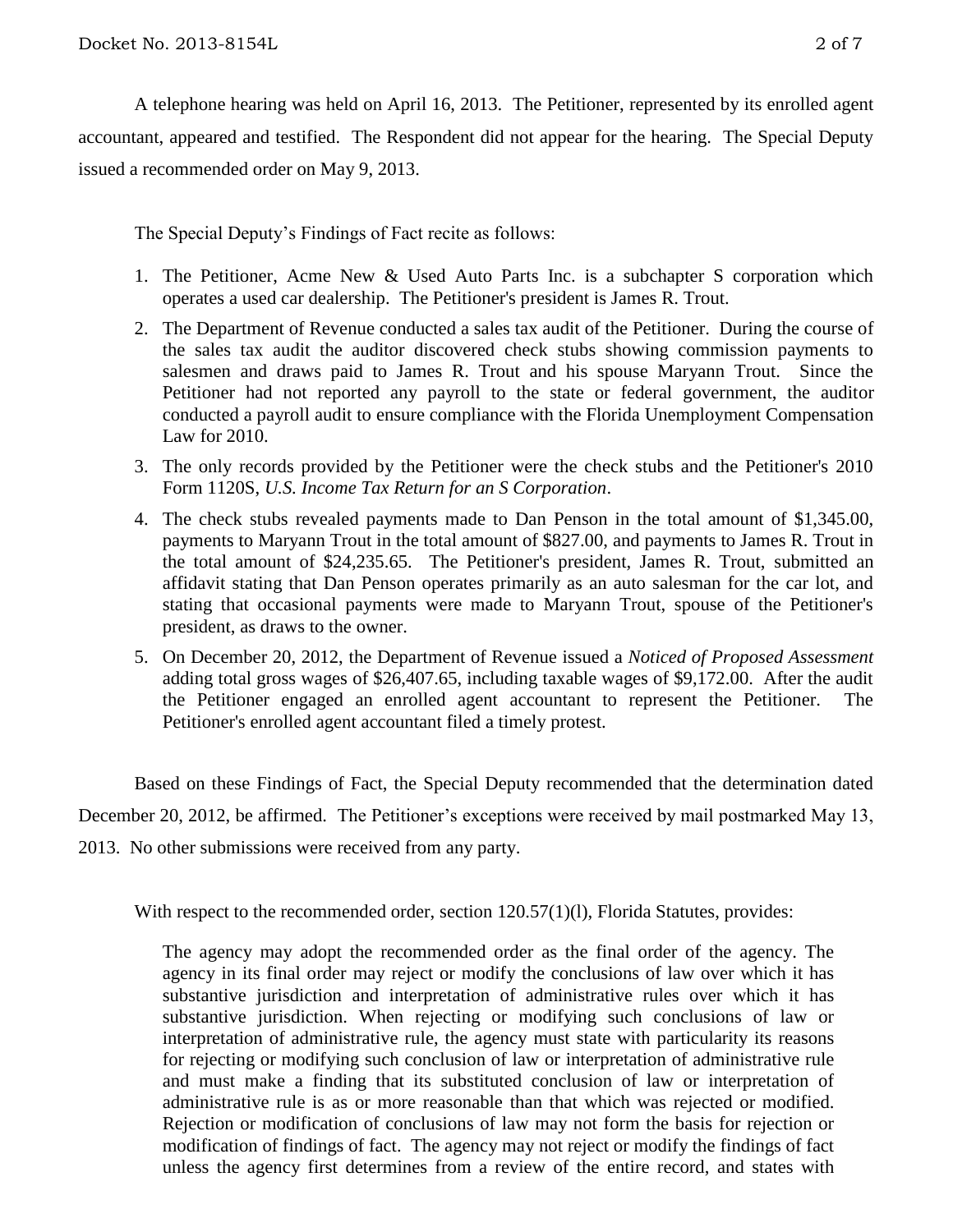A telephone hearing was held on April 16, 2013. The Petitioner, represented by its enrolled agent accountant, appeared and testified. The Respondent did not appear for the hearing. The Special Deputy issued a recommended order on May 9, 2013.

The Special Deputy's Findings of Fact recite as follows:

1. The Petitioner, Acme New & Used Auto Parts Inc. is a subchapter S corporation which operates a used car dealership. The Petitioner's president is James R. Trout.
2. The Department of Revenue conducted a sales tax audit of the Petitioner. During the course of the sales tax audit the auditor discovered check stubs showing commission payments to salesmen and draws paid to James R. Trout and his spouse Maryann Trout. Since the Petitioner had not reported any payroll to the state or federal government, the auditor conducted a payroll audit to ensure compliance with the Florida Unemployment Compensation Law for 2010.
3. The only records provided by the Petitioner were the check stubs and the Petitioner's 2010 Form 1120S, *U.S. Income Tax Return for an S Corporation*.
4. The check stubs revealed payments made to Dan Penson in the total amount of $1,345.00, payments to Maryann Trout in the total amount of $827.00, and payments to James R. Trout in the total amount of $24,235.65. The Petitioner's president, James R. Trout, submitted an affidavit stating that Dan Penson operates primarily as an auto salesman for the car lot, and stating that occasional payments were made to Maryann Trout, spouse of the Petitioner's president, as draws to the owner.
5. On December 20, 2012, the Department of Revenue issued a *Noticed of Proposed Assessment* adding total gross wages of $26,407.65, including taxable wages of $9,172.00. After the audit the Petitioner engaged an enrolled agent accountant to represent the Petitioner. The Petitioner's enrolled agent accountant filed a timely protest.

Based on these Findings of Fact, the Special Deputy recommended that the determination dated December 20, 2012, be affirmed. The Petitioner's exceptions were received by mail postmarked May 13, 2013. No other submissions were received from any party.

With respect to the recommended order, section 120.57(1)(l), Florida Statutes, provides:

> The agency may adopt the recommended order as the final order of the agency. The agency in its final order may reject or modify the conclusions of law over which it has substantive jurisdiction and interpretation of administrative rules over which it has substantive jurisdiction. When rejecting or modifying such conclusions of law or interpretation of administrative rule, the agency must state with particularity its reasons for rejecting or modifying such conclusion of law or interpretation of administrative rule and must make a finding that its substituted conclusion of law or interpretation of administrative rule is as or more reasonable than that which was rejected or modified. Rejection or modification of conclusions of law may not form the basis for rejection or modification of findings of fact. The agency may not reject or modify the findings of fact unless the agency first determines from a review of the entire record, and states with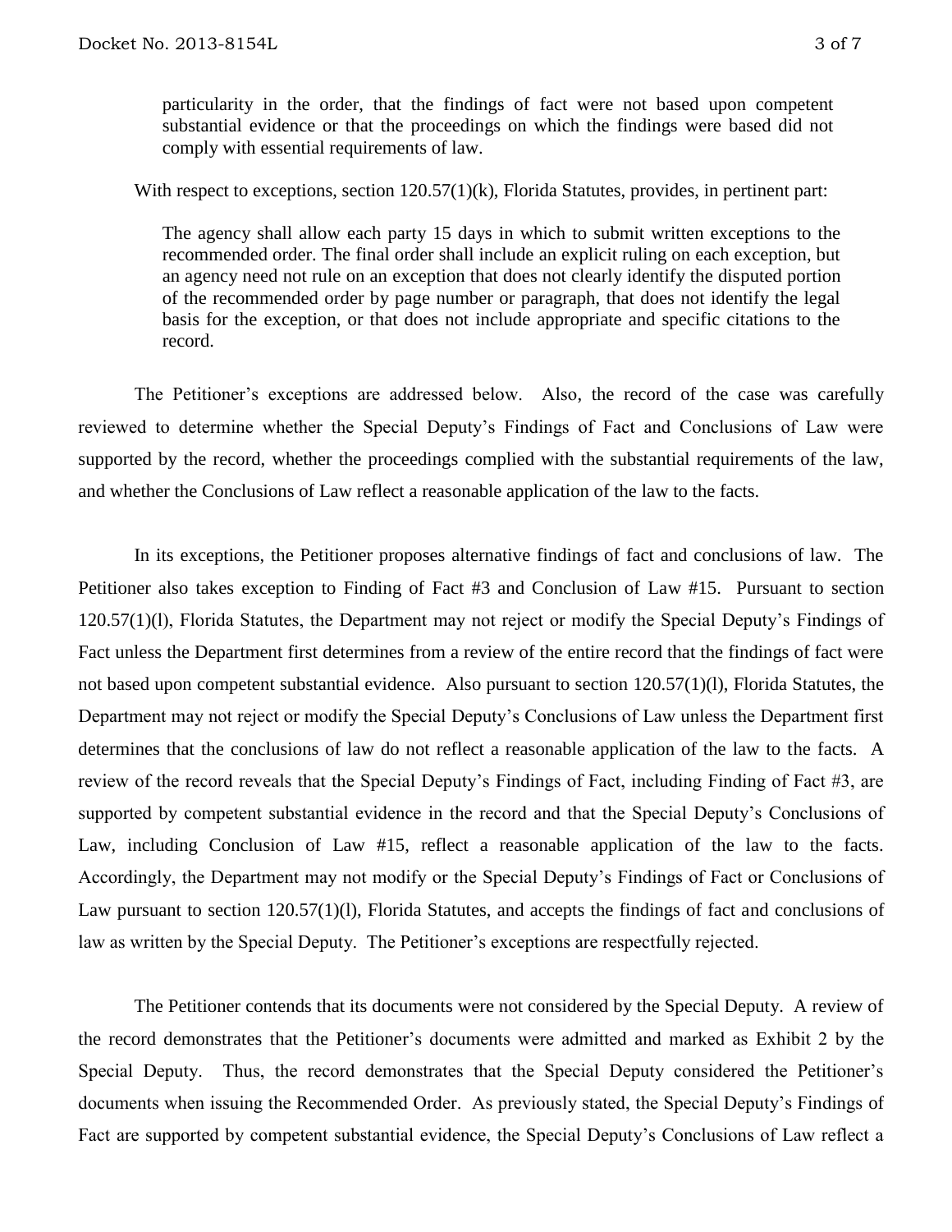> particularity in the order, that the findings of fact were not based upon competent substantial evidence or that the proceedings on which the findings were based did not comply with essential requirements of law.

With respect to exceptions, section 120.57(1)(k), Florida Statutes, provides, in pertinent part:

> The agency shall allow each party 15 days in which to submit written exceptions to the recommended order. The final order shall include an explicit ruling on each exception, but an agency need not rule on an exception that does not clearly identify the disputed portion of the recommended order by page number or paragraph, that does not identify the legal basis for the exception, or that does not include appropriate and specific citations to the record.

The Petitioner's exceptions are addressed below. Also, the record of the case was carefully reviewed to determine whether the Special Deputy's Findings of Fact and Conclusions of Law were supported by the record, whether the proceedings complied with the substantial requirements of the law, and whether the Conclusions of Law reflect a reasonable application of the law to the facts.

In its exceptions, the Petitioner proposes alternative findings of fact and conclusions of law. The Petitioner also takes exception to Finding of Fact #3 and Conclusion of Law #15. Pursuant to section 120.57(1)(l), Florida Statutes, the Department may not reject or modify the Special Deputy's Findings of Fact unless the Department first determines from a review of the entire record that the findings of fact were not based upon competent substantial evidence. Also pursuant to section 120.57(1)(l), Florida Statutes, the Department may not reject or modify the Special Deputy's Conclusions of Law unless the Department first determines that the conclusions of law do not reflect a reasonable application of the law to the facts. A review of the record reveals that the Special Deputy's Findings of Fact, including Finding of Fact #3, are supported by competent substantial evidence in the record and that the Special Deputy's Conclusions of Law, including Conclusion of Law #15, reflect a reasonable application of the law to the facts. Accordingly, the Department may not modify or the Special Deputy's Findings of Fact or Conclusions of Law pursuant to section 120.57(1)(l), Florida Statutes, and accepts the findings of fact and conclusions of law as written by the Special Deputy. The Petitioner's exceptions are respectfully rejected.

The Petitioner contends that its documents were not considered by the Special Deputy. A review of the record demonstrates that the Petitioner's documents were admitted and marked as Exhibit 2 by the Special Deputy. Thus, the record demonstrates that the Special Deputy considered the Petitioner's documents when issuing the Recommended Order. As previously stated, the Special Deputy's Findings of Fact are supported by competent substantial evidence, the Special Deputy's Conclusions of Law reflect a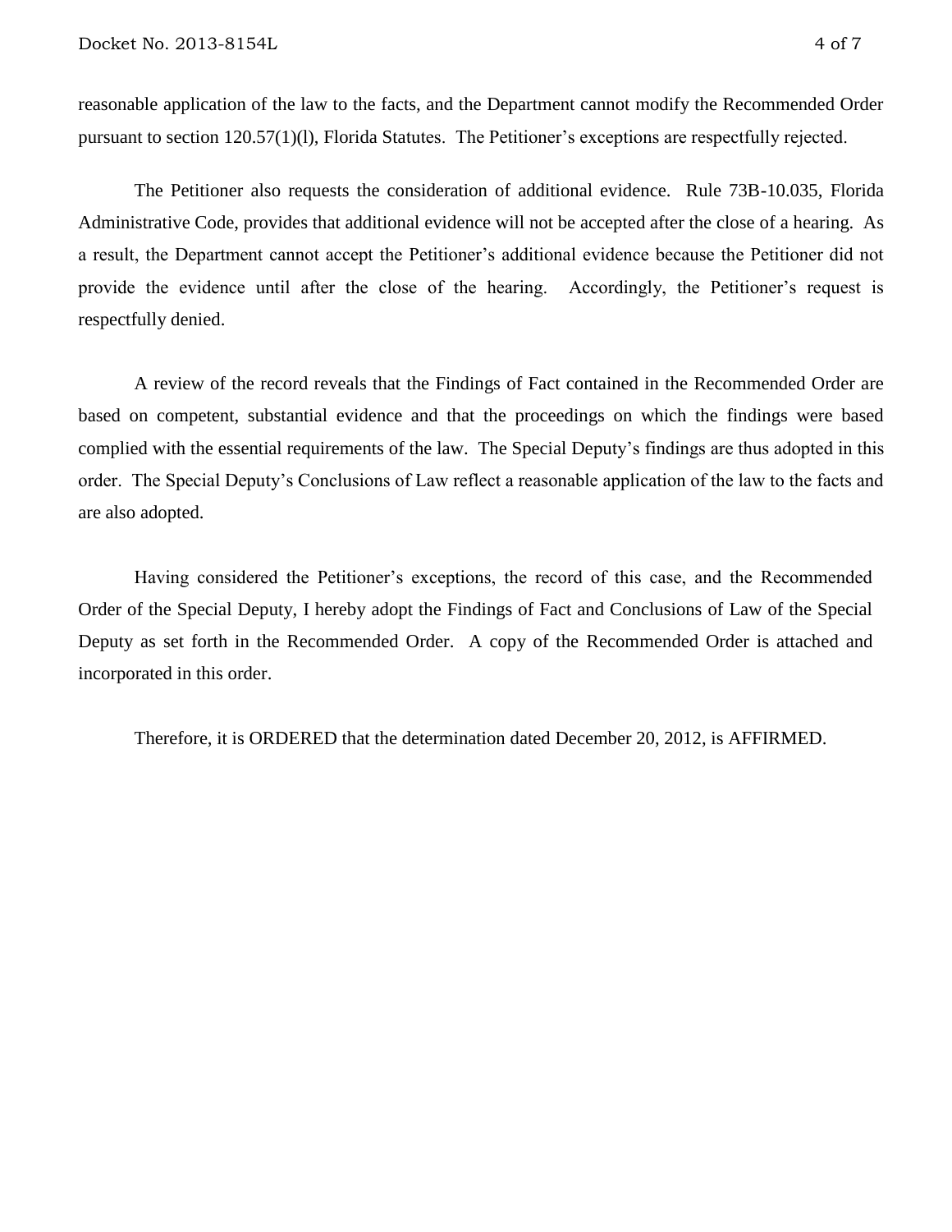reasonable application of the law to the facts, and the Department cannot modify the Recommended Order pursuant to section 120.57(1)(l), Florida Statutes. The Petitioner's exceptions are respectfully rejected.

The Petitioner also requests the consideration of additional evidence. Rule 73B-10.035, Florida Administrative Code, provides that additional evidence will not be accepted after the close of a hearing. As a result, the Department cannot accept the Petitioner's additional evidence because the Petitioner did not provide the evidence until after the close of the hearing. Accordingly, the Petitioner's request is respectfully denied.

A review of the record reveals that the Findings of Fact contained in the Recommended Order are based on competent, substantial evidence and that the proceedings on which the findings were based complied with the essential requirements of the law. The Special Deputy's findings are thus adopted in this order. The Special Deputy's Conclusions of Law reflect a reasonable application of the law to the facts and are also adopted.

Having considered the Petitioner's exceptions, the record of this case, and the Recommended Order of the Special Deputy, I hereby adopt the Findings of Fact and Conclusions of Law of the Special Deputy as set forth in the Recommended Order. A copy of the Recommended Order is attached and incorporated in this order.

Therefore, it is ORDERED that the determination dated December 20, 2012, is AFFIRMED.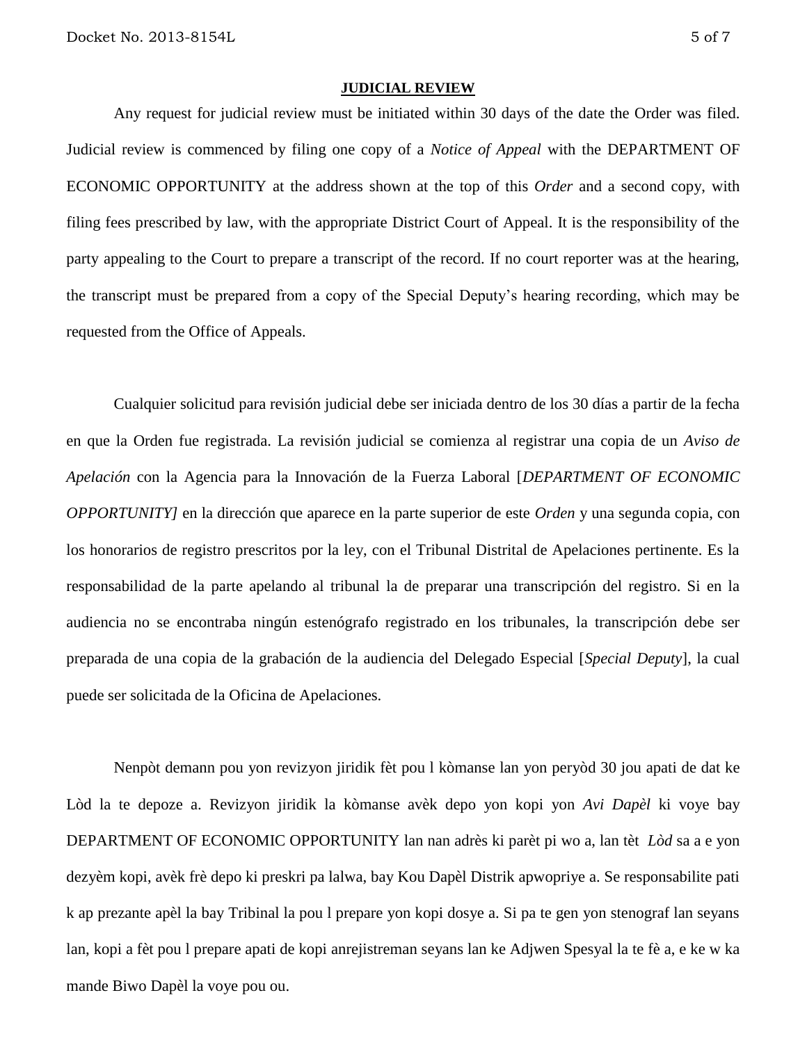## JUDICIAL REVIEW

Any request for judicial review must be initiated within 30 days of the date the Order was filed. Judicial review is commenced by filing one copy of a *Notice of Appeal* with the DEPARTMENT OF ECONOMIC OPPORTUNITY at the address shown at the top of this *Order* and a second copy, with filing fees prescribed by law, with the appropriate District Court of Appeal. It is the responsibility of the party appealing to the Court to prepare a transcript of the record. If no court reporter was at the hearing, the transcript must be prepared from a copy of the Special Deputy's hearing recording, which may be requested from the Office of Appeals.

Cualquier solicitud para revisión judicial debe ser iniciada dentro de los 30 días a partir de la fecha en que la Orden fue registrada. La revisión judicial se comienza al registrar una copia de un *Aviso de Apelación* con la Agencia para la Innovación de la Fuerza Laboral [*DEPARTMENT OF ECONOMIC OPPORTUNITY]* en la dirección que aparece en la parte superior de este *Orden* y una segunda copia, con los honorarios de registro prescritos por la ley, con el Tribunal Distrital de Apelaciones pertinente. Es la responsabilidad de la parte apelando al tribunal la de preparar una transcripción del registro. Si en la audiencia no se encontraba ningún estenógrafo registrado en los tribunales, la transcripción debe ser preparada de una copia de la grabación de la audiencia del Delegado Especial [*Special Deputy*], la cual puede ser solicitada de la Oficina de Apelaciones.

Nenpòt demann pou yon revizyon jiridik fèt pou l kòmanse lan yon peryòd 30 jou apati de dat ke Lòd la te depoze a. Revizyon jiridik la kòmanse avèk depo yon kopi yon *Avi Dapèl* ki voye bay DEPARTMENT OF ECONOMIC OPPORTUNITY lan nan adrès ki parèt pi wo a, lan tèt *Lòd* sa a e yon dezyèm kopi, avèk frè depo ki preskri pa lalwa, bay Kou Dapèl Distrik apwopriye a. Se responsabilite pati k ap prezante apèl la bay Tribinal la pou l prepare yon kopi dosye a. Si pa te gen yon stenograf lan seyans lan, kopi a fèt pou l prepare apati de kopi anrejistreman seyans lan ke Adjwen Spesyal la te fè a, e ke w ka mande Biwo Dapèl la voye pou ou.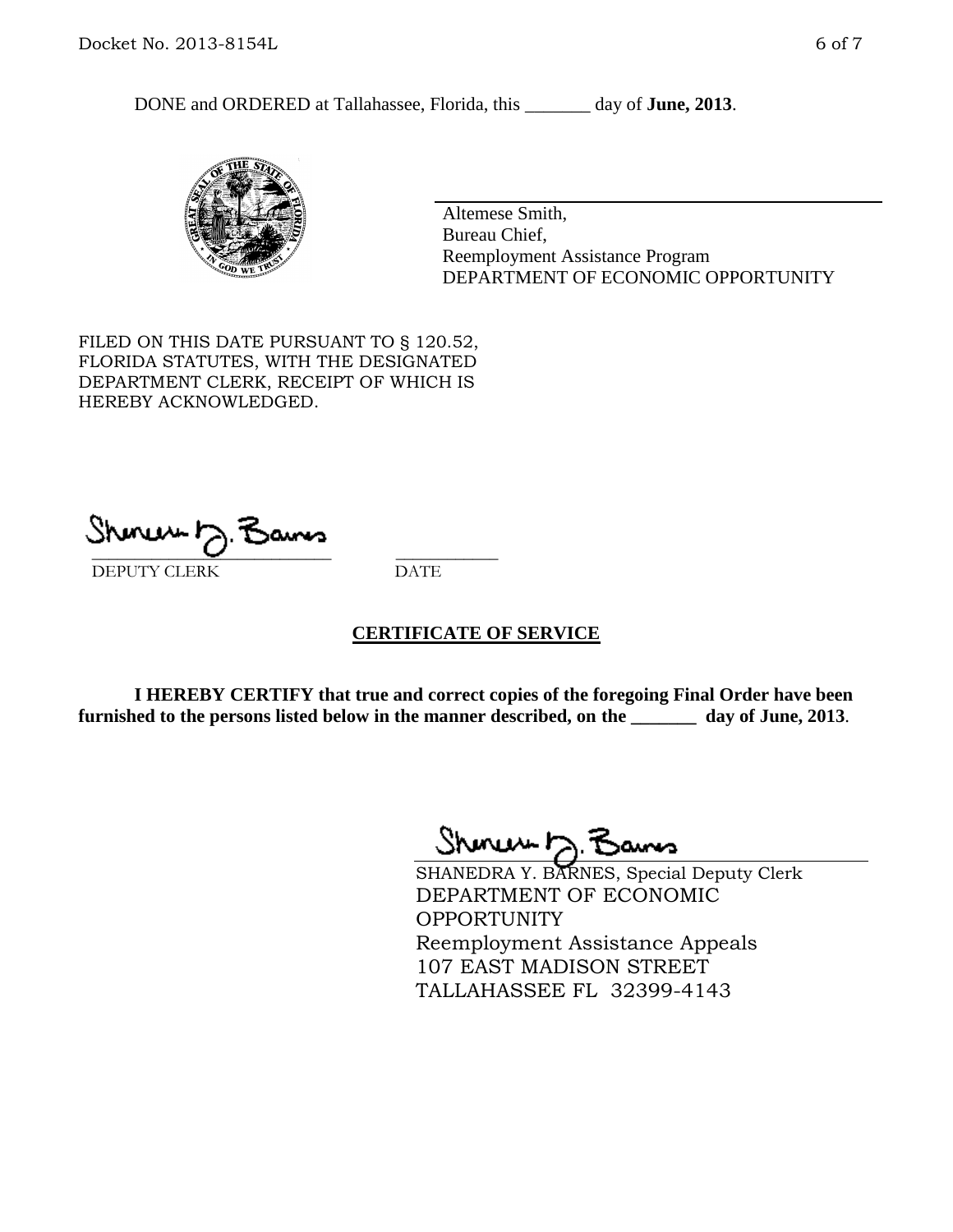DONE and ORDERED at Tallahassee, Florida, this _______ day of **June, 2013**.

Altemese Smith,
Bureau Chief,
Reemployment Assistance Program
DEPARTMENT OF ECONOMIC OPPORTUNITY

FILED ON THIS DATE PURSUANT TO § 120.52, FLORIDA STATUTES, WITH THE DESIGNATED DEPARTMENT CLERK, RECEIPT OF WHICH IS HEREBY ACKNOWLEDGED.

\_\_\_\_\_\_\_\_\_\_\_\_\_\_\_\_\_\_\_\_\_\_\_\_\_\_\_ \_\_\_\_\_\_\_\_\_\_\_
DEPUTY CLERK DATE

**CERTIFICATE OF SERVICE**

**I HEREBY CERTIFY that true and correct copies of the foregoing Final Order have been furnished to the persons listed below in the manner described, on the _______ day of June, 2013**.

SHANEDRA Y. BARNES, Special Deputy Clerk
DEPARTMENT OF ECONOMIC OPPORTUNITY
Reemployment Assistance Appeals
107 EAST MADISON STREET
TALLAHASSEE FL 32399-4143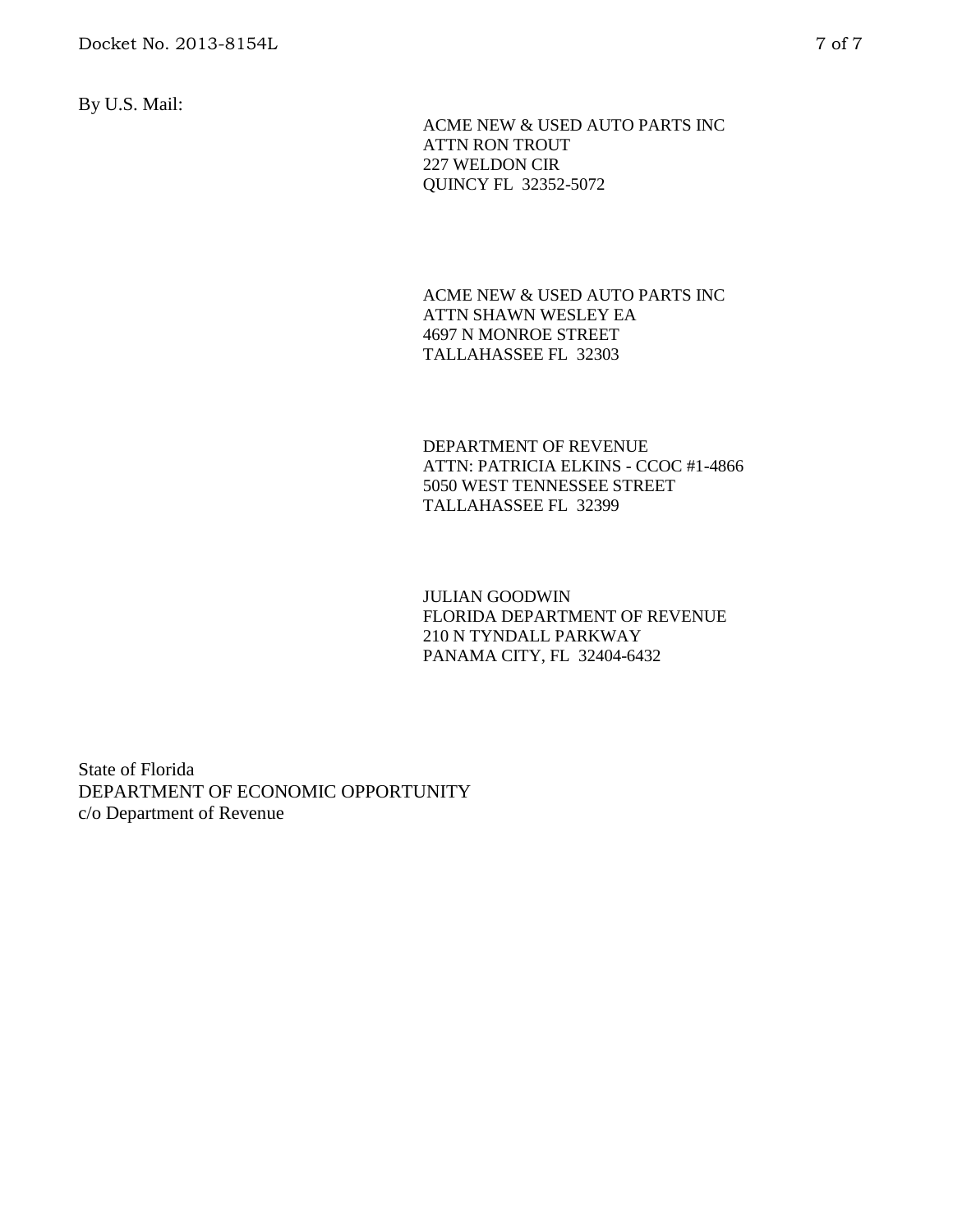By U.S. Mail:

ACME NEW & USED AUTO PARTS INC
ATTN RON TROUT
227 WELDON CIR
QUINCY FL 32352-5072

ACME NEW & USED AUTO PARTS INC
ATTN SHAWN WESLEY EA
4697 N MONROE STREET
TALLAHASSEE FL 32303

DEPARTMENT OF REVENUE
ATTN: PATRICIA ELKINS - CCOC #1-4866
5050 WEST TENNESSEE STREET
TALLAHASSEE FL 32399

JULIAN GOODWIN
FLORIDA DEPARTMENT OF REVENUE
210 N TYNDALL PARKWAY
PANAMA CITY, FL 32404-6432

State of Florida
DEPARTMENT OF ECONOMIC OPPORTUNITY
c/o Department of Revenue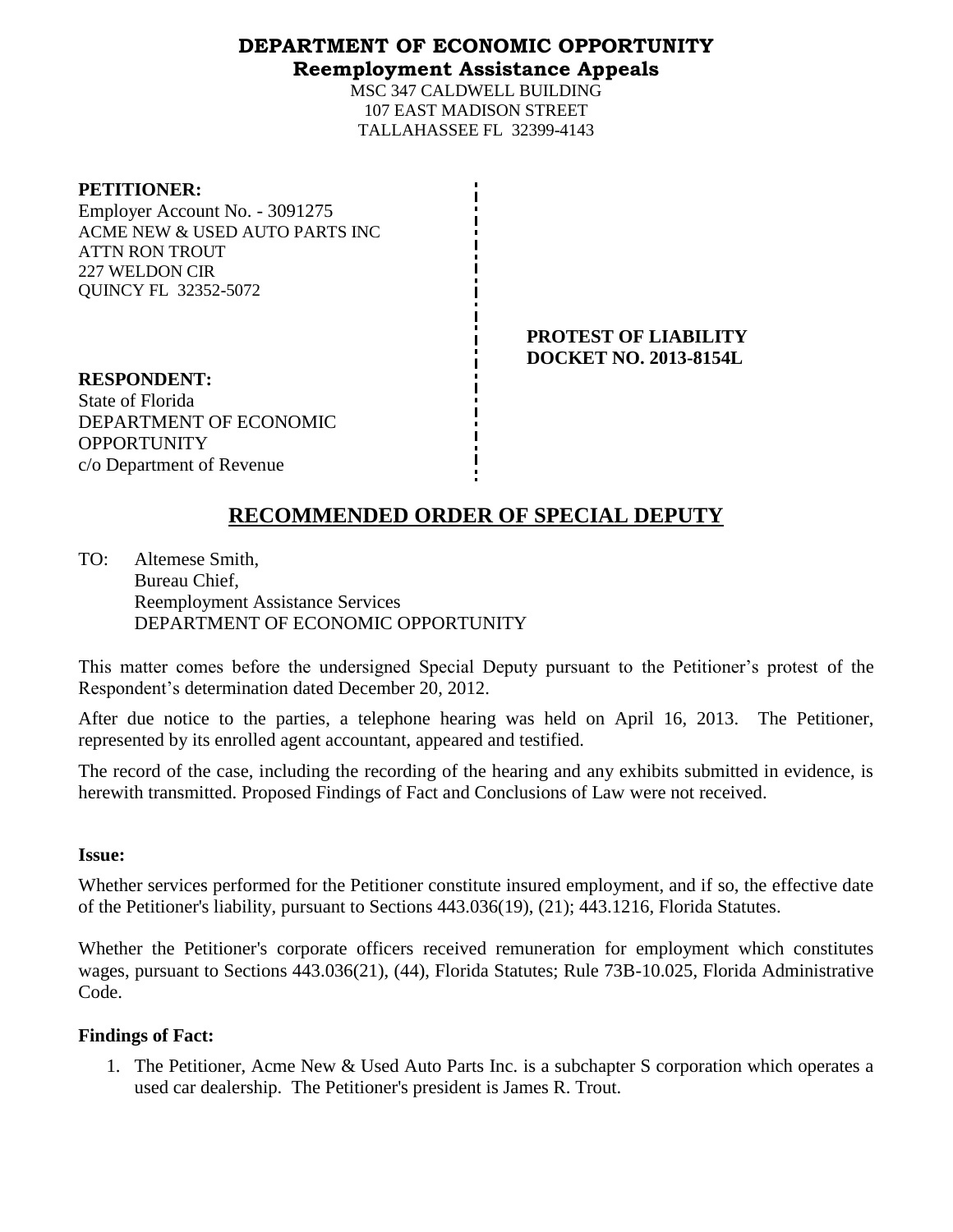# DEPARTMENT OF ECONOMIC OPPORTUNITY

## Reemployment Assistance Appeals

MSC 347 CALDWELL BUILDING
107 EAST MADISON STREET
TALLAHASSEE FL 32399-4143

**PETITIONER:**
Employer Account No. - 3091275
ACME NEW & USED AUTO PARTS INC
ATTN RON TROUT
227 WELDON CIR
QUINCY FL 32352-5072

**PROTEST OF LIABILITY**
**DOCKET NO. 2013-8154L**

**RESPONDENT:**
State of Florida
DEPARTMENT OF ECONOMIC OPPORTUNITY
c/o Department of Revenue

## RECOMMENDED ORDER OF SPECIAL DEPUTY

TO: Altemese Smith,
Bureau Chief,
Reemployment Assistance Services
DEPARTMENT OF ECONOMIC OPPORTUNITY

This matter comes before the undersigned Special Deputy pursuant to the Petitioner's protest of the Respondent's determination dated December 20, 2012.

After due notice to the parties, a telephone hearing was held on April 16, 2013. The Petitioner, represented by its enrolled agent accountant, appeared and testified.

The record of the case, including the recording of the hearing and any exhibits submitted in evidence, is herewith transmitted. Proposed Findings of Fact and Conclusions of Law were not received.

**Issue:**

Whether services performed for the Petitioner constitute insured employment, and if so, the effective date of the Petitioner's liability, pursuant to Sections 443.036(19), (21); 443.1216, Florida Statutes.

Whether the Petitioner's corporate officers received remuneration for employment which constitutes wages, pursuant to Sections 443.036(21), (44), Florida Statutes; Rule 73B-10.025, Florida Administrative Code.

**Findings of Fact:**

1. The Petitioner, Acme New & Used Auto Parts Inc. is a subchapter S corporation which operates a used car dealership. The Petitioner's president is James R. Trout.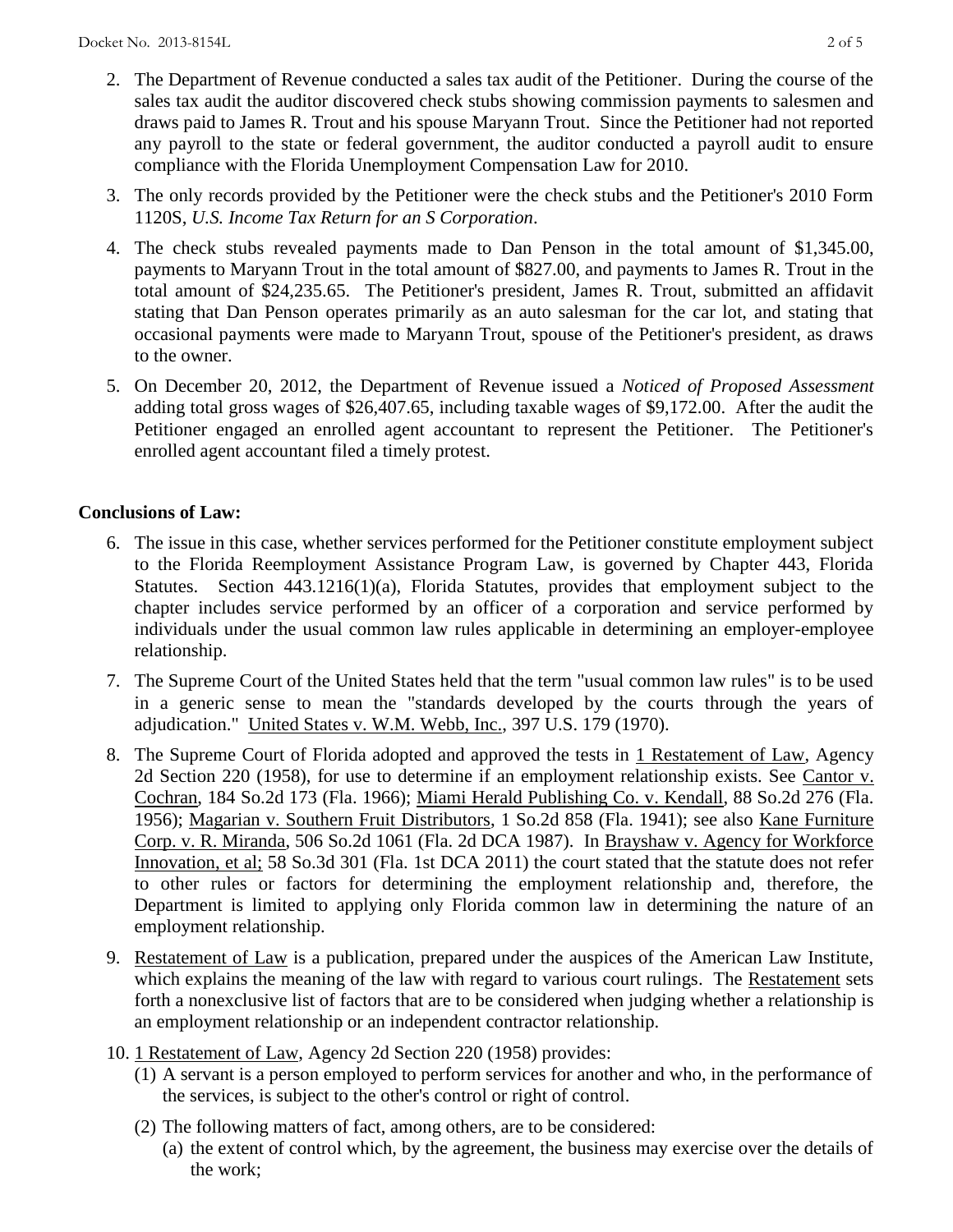2. The Department of Revenue conducted a sales tax audit of the Petitioner. During the course of the sales tax audit the auditor discovered check stubs showing commission payments to salesmen and draws paid to James R. Trout and his spouse Maryann Trout. Since the Petitioner had not reported any payroll to the state or federal government, the auditor conducted a payroll audit to ensure compliance with the Florida Unemployment Compensation Law for 2010.

3. The only records provided by the Petitioner were the check stubs and the Petitioner's 2010 Form 1120S, *U.S. Income Tax Return for an S Corporation*.

4. The check stubs revealed payments made to Dan Penson in the total amount of $1,345.00, payments to Maryann Trout in the total amount of $827.00, and payments to James R. Trout in the total amount of $24,235.65. The Petitioner's president, James R. Trout, submitted an affidavit stating that Dan Penson operates primarily as an auto salesman for the car lot, and stating that occasional payments were made to Maryann Trout, spouse of the Petitioner's president, as draws to the owner.

5. On December 20, 2012, the Department of Revenue issued a *Noticed of Proposed Assessment* adding total gross wages of $26,407.65, including taxable wages of $9,172.00. After the audit the Petitioner engaged an enrolled agent accountant to represent the Petitioner. The Petitioner's enrolled agent accountant filed a timely protest.

**Conclusions of Law:**

6. The issue in this case, whether services performed for the Petitioner constitute employment subject to the Florida Reemployment Assistance Program Law, is governed by Chapter 443, Florida Statutes. Section 443.1216(1)(a), Florida Statutes, provides that employment subject to the chapter includes service performed by an officer of a corporation and service performed by individuals under the usual common law rules applicable in determining an employer-employee relationship.

7. The Supreme Court of the United States held that the term "usual common law rules" is to be used in a generic sense to mean the "standards developed by the courts through the years of adjudication." United States v. W.M. Webb, Inc., 397 U.S. 179 (1970).

8. The Supreme Court of Florida adopted and approved the tests in 1 Restatement of Law, Agency 2d Section 220 (1958), for use to determine if an employment relationship exists. See Cantor v. Cochran, 184 So.2d 173 (Fla. 1966); Miami Herald Publishing Co. v. Kendall, 88 So.2d 276 (Fla. 1956); Magarian v. Southern Fruit Distributors, 1 So.2d 858 (Fla. 1941); see also Kane Furniture Corp. v. R. Miranda, 506 So.2d 1061 (Fla. 2d DCA 1987). In Brayshaw v. Agency for Workforce Innovation, et al; 58 So.3d 301 (Fla. 1st DCA 2011) the court stated that the statute does not refer to other rules or factors for determining the employment relationship and, therefore, the Department is limited to applying only Florida common law in determining the nature of an employment relationship.

9. Restatement of Law is a publication, prepared under the auspices of the American Law Institute, which explains the meaning of the law with regard to various court rulings. The Restatement sets forth a nonexclusive list of factors that are to be considered when judging whether a relationship is an employment relationship or an independent contractor relationship.

10. 1 Restatement of Law, Agency 2d Section 220 (1958) provides:
    (1) A servant is a person employed to perform services for another and who, in the performance of the services, is subject to the other's control or right of control.
    (2) The following matters of fact, among others, are to be considered:
        (a) the extent of control which, by the agreement, the business may exercise over the details of the work;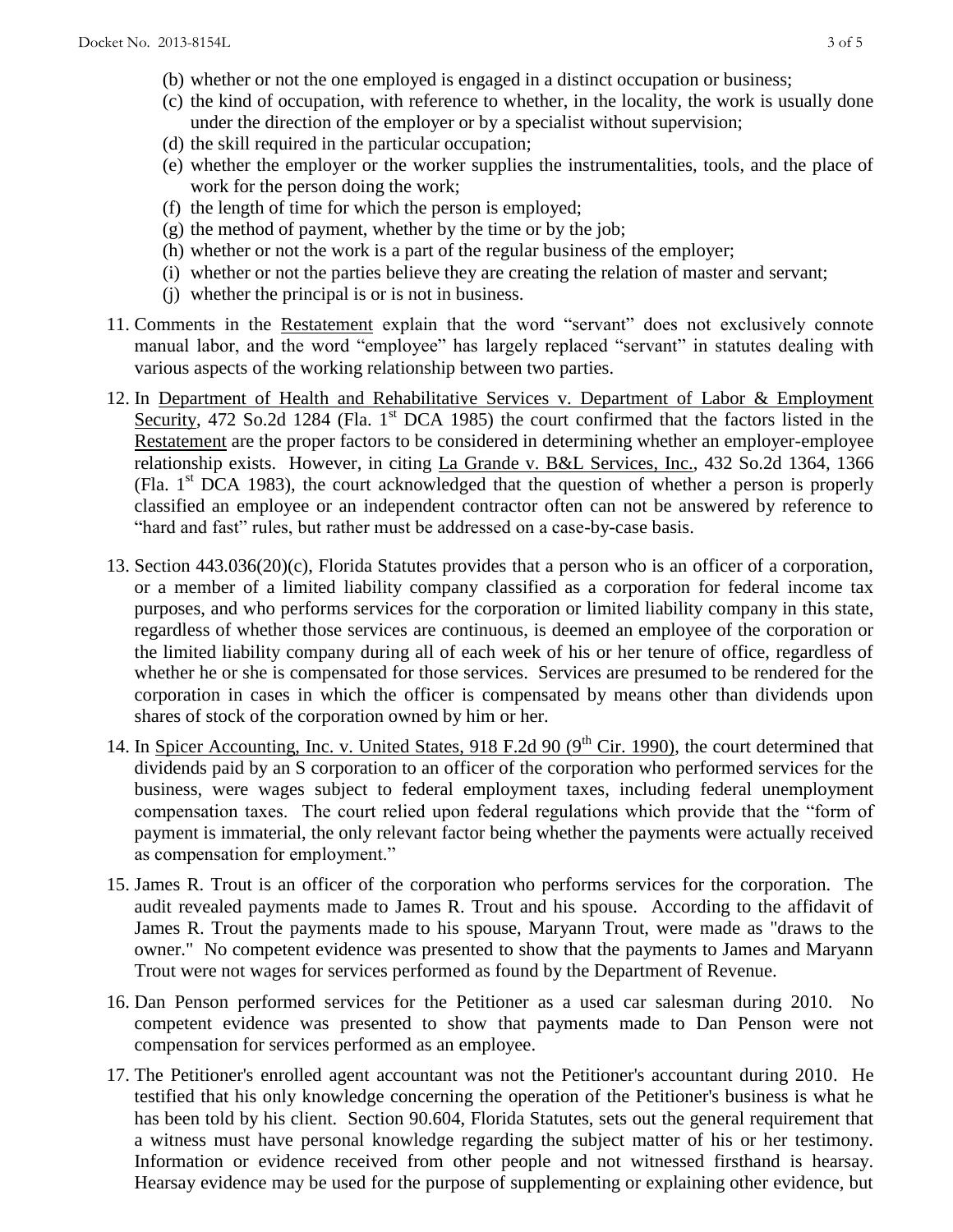(b) whether or not the one employed is engaged in a distinct occupation or business;
(c) the kind of occupation, with reference to whether, in the locality, the work is usually done under the direction of the employer or by a specialist without supervision;
(d) the skill required in the particular occupation;
(e) whether the employer or the worker supplies the instrumentalities, tools, and the place of work for the person doing the work;
(f) the length of time for which the person is employed;
(g) the method of payment, whether by the time or by the job;
(h) whether or not the work is a part of the regular business of the employer;
(i) whether or not the parties believe they are creating the relation of master and servant;
(j) whether the principal is or is not in business.

11. Comments in the Restatement explain that the word "servant" does not exclusively connote manual labor, and the word "employee" has largely replaced "servant" in statutes dealing with various aspects of the working relationship between two parties.

12. In Department of Health and Rehabilitative Services v. Department of Labor & Employment Security, 472 So.2d 1284 (Fla. 1st DCA 1985) the court confirmed that the factors listed in the Restatement are the proper factors to be considered in determining whether an employer-employee relationship exists. However, in citing La Grande v. B&L Services, Inc., 432 So.2d 1364, 1366 (Fla. 1st DCA 1983), the court acknowledged that the question of whether a person is properly classified an employee or an independent contractor often can not be answered by reference to "hard and fast" rules, but rather must be addressed on a case-by-case basis.

13. Section 443.036(20)(c), Florida Statutes provides that a person who is an officer of a corporation, or a member of a limited liability company classified as a corporation for federal income tax purposes, and who performs services for the corporation or limited liability company in this state, regardless of whether those services are continuous, is deemed an employee of the corporation or the limited liability company during all of each week of his or her tenure of office, regardless of whether he or she is compensated for those services. Services are presumed to be rendered for the corporation in cases in which the officer is compensated by means other than dividends upon shares of stock of the corporation owned by him or her.

14. In Spicer Accounting, Inc. v. United States, 918 F.2d 90 (9th Cir. 1990), the court determined that dividends paid by an S corporation to an officer of the corporation who performed services for the business, were wages subject to federal employment taxes, including federal unemployment compensation taxes. The court relied upon federal regulations which provide that the "form of payment is immaterial, the only relevant factor being whether the payments were actually received as compensation for employment."

15. James R. Trout is an officer of the corporation who performs services for the corporation. The audit revealed payments made to James R. Trout and his spouse. According to the affidavit of James R. Trout the payments made to his spouse, Maryann Trout, were made as "draws to the owner." No competent evidence was presented to show that the payments to James and Maryann Trout were not wages for services performed as found by the Department of Revenue.

16. Dan Penson performed services for the Petitioner as a used car salesman during 2010. No competent evidence was presented to show that payments made to Dan Penson were not compensation for services performed as an employee.

17. The Petitioner's enrolled agent accountant was not the Petitioner's accountant during 2010. He testified that his only knowledge concerning the operation of the Petitioner's business is what he has been told by his client. Section 90.604, Florida Statutes, sets out the general requirement that a witness must have personal knowledge regarding the subject matter of his or her testimony. Information or evidence received from other people and not witnessed firsthand is hearsay. Hearsay evidence may be used for the purpose of supplementing or explaining other evidence, but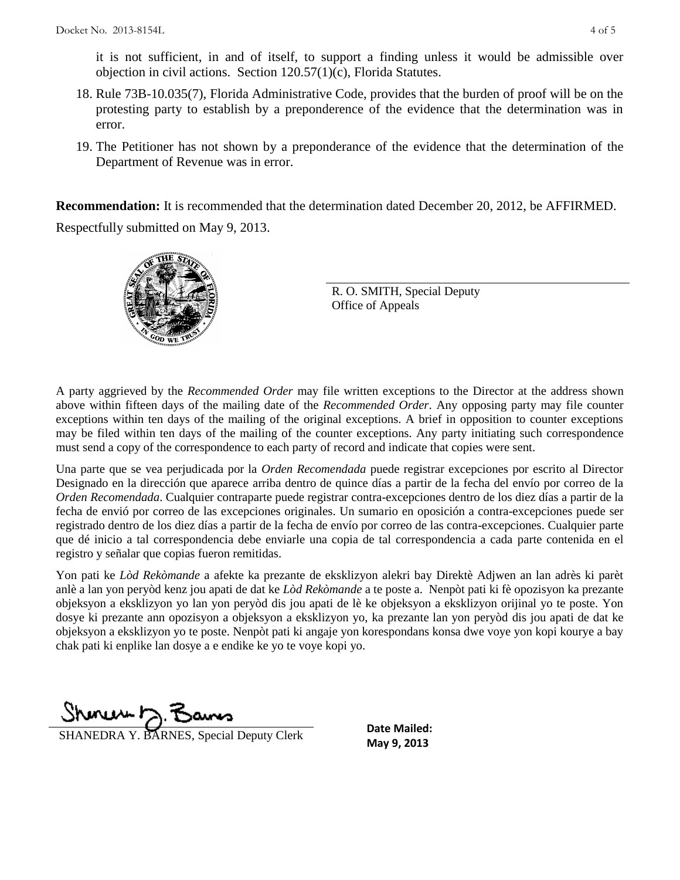it is not sufficient, in and of itself, to support a finding unless it would be admissible over objection in civil actions. Section 120.57(1)(c), Florida Statutes.

18. Rule 73B-10.035(7), Florida Administrative Code, provides that the burden of proof will be on the protesting party to establish by a preponderence of the evidence that the determination was in error.

19. The Petitioner has not shown by a preponderance of the evidence that the determination of the Department of Revenue was in error.

**Recommendation:** It is recommended that the determination dated December 20, 2012, be AFFIRMED.

Respectfully submitted on May 9, 2013.

R. O. SMITH, Special Deputy
Office of Appeals

A party aggrieved by the *Recommended Order* may file written exceptions to the Director at the address shown above within fifteen days of the mailing date of the *Recommended Order*. Any opposing party may file counter exceptions within ten days of the mailing of the original exceptions. A brief in opposition to counter exceptions may be filed within ten days of the mailing of the counter exceptions. Any party initiating such correspondence must send a copy of the correspondence to each party of record and indicate that copies were sent.

Una parte que se vea perjudicada por la *Orden Recomendada* puede registrar excepciones por escrito al Director Designado en la dirección que aparece arriba dentro de quince días a partir de la fecha del envío por correo de la *Orden Recomendada*. Cualquier contraparte puede registrar contra-excepciones dentro de los diez días a partir de la fecha de envió por correo de las excepciones originales. Un sumario en oposición a contra-excepciones puede ser registrado dentro de los diez días a partir de la fecha de envío por correo de las contra-excepciones. Cualquier parte que dé inicio a tal correspondencia debe enviarle una copia de tal correspondencia a cada parte contenida en el registro y señalar que copias fueron remitidas.

Yon pati ke *Lòd Rekòmande* a afekte ka prezante de eksklizyon alekri bay Direktè Adjwen an lan adrès ki parèt anlè a lan yon peryòd kenz jou apati de dat ke *Lòd Rekòmande* a te poste a. Nenpòt pati ki fè opozisyon ka prezante objeksyon a eksklizyon yo lan yon peryòd dis jou apati de lè ke objeksyon a eksklizyon orijinal yo te poste. Yon dosye ki prezante ann opozisyon a objeksyon a eksklizyon yo, ka prezante lan yon peryòd dis jou apati de dat ke objeksyon a eksklizyon yo te poste. Nenpòt pati ki angaje yon korespondans konsa dwe voye yon kopi kourye a bay chak pati ki enplike lan dosye a e endike ke yo te voye kopi yo.

SHANEDRA Y. BARNES, Special Deputy Clerk

**Date Mailed:**
**May 9, 2013**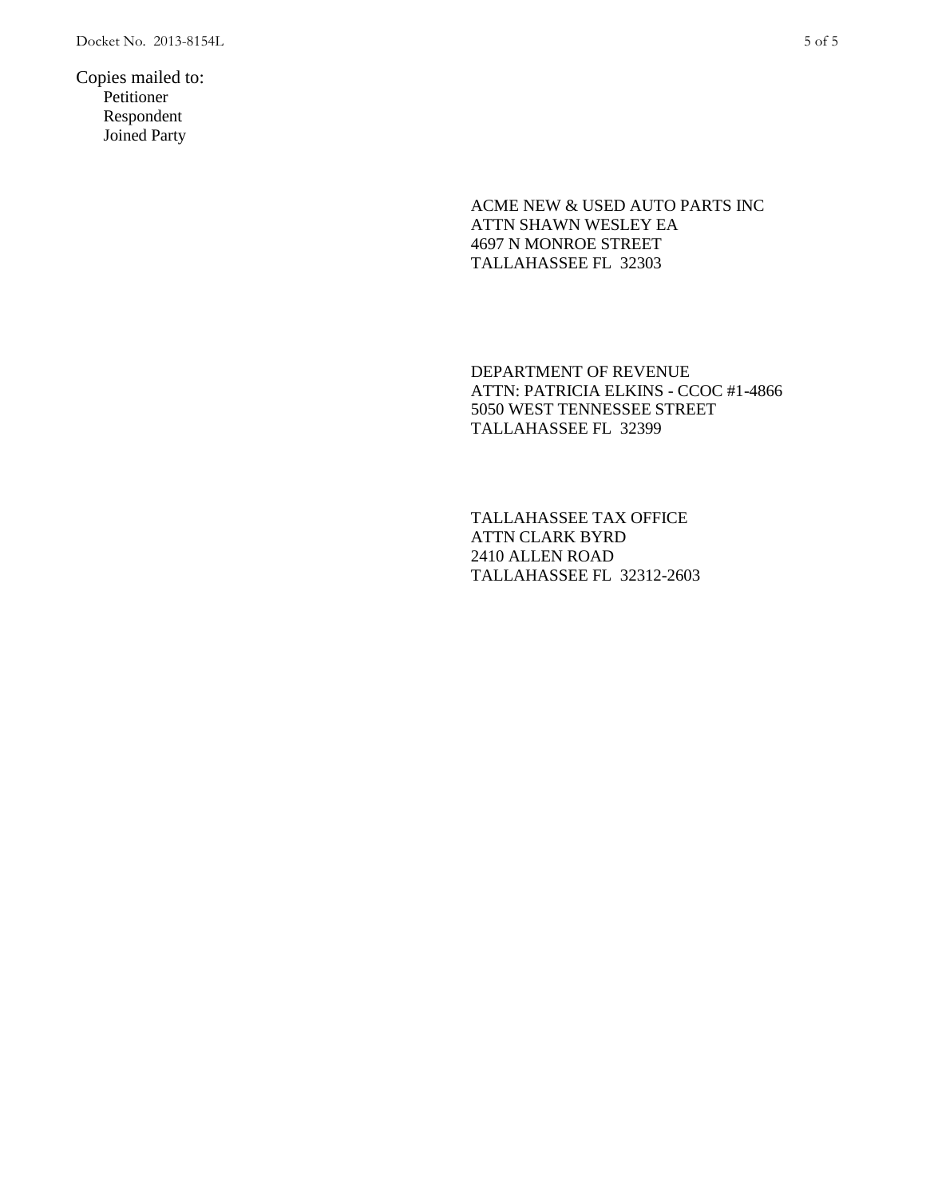Copies mailed to:

Petitioner
Respondent
Joined Party

ACME NEW & USED AUTO PARTS INC
ATTN SHAWN WESLEY EA
4697 N MONROE STREET
TALLAHASSEE FL 32303

DEPARTMENT OF REVENUE
ATTN: PATRICIA ELKINS - CCOC #1-4866
5050 WEST TENNESSEE STREET
TALLAHASSEE FL 32399

TALLAHASSEE TAX OFFICE
ATTN CLARK BYRD
2410 ALLEN ROAD
TALLAHASSEE FL 32312-2603